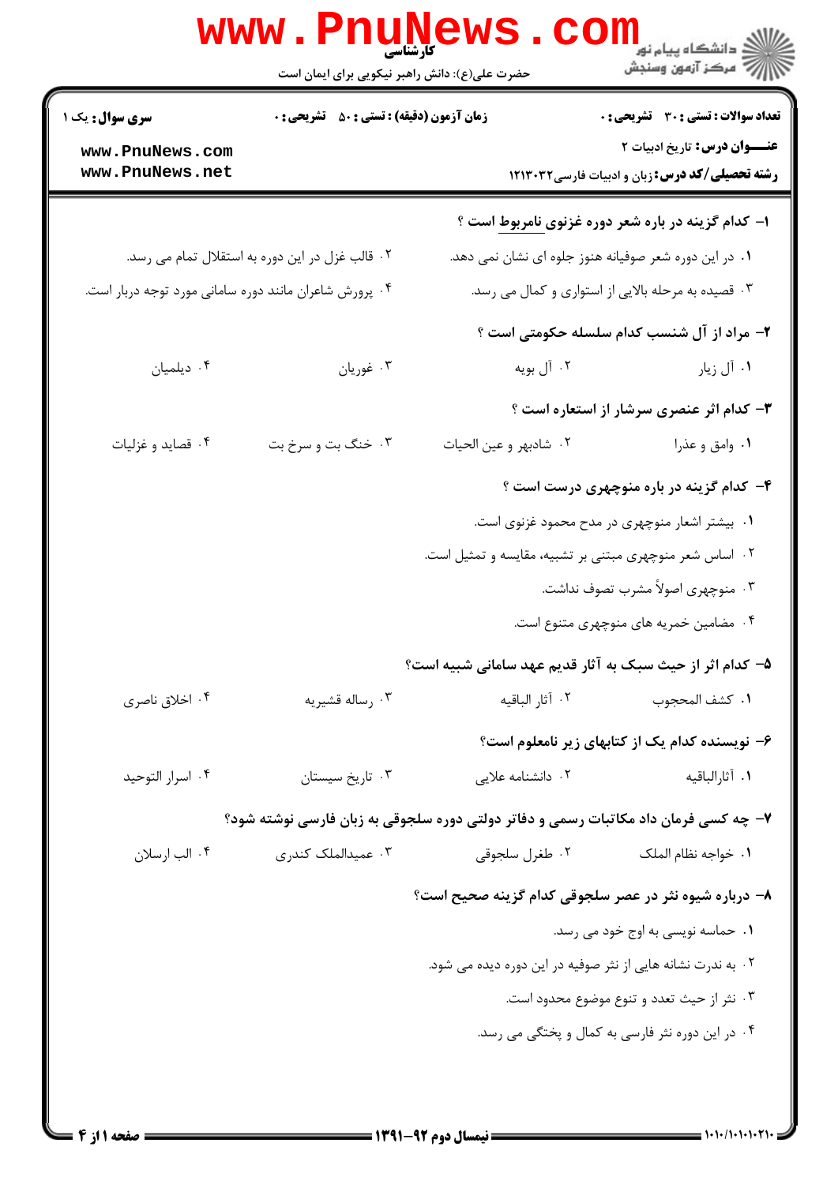کارشناسی

حضرت علی(ع): دانش راهبر نیکویی برای ایمان است

| سری سوال: یک ۱ | زمان آزمون (دقیقه) : تستی : ۵۰ تشریحی : ۰ | تعداد سوالات : تستی : ۳۰ تشریحی : ۰ |
|---|---|---|
| | | عنـــوان درس: تاریخ ادبیات ۲ |
| | | رشته تحصیلی/کد درس: زبان و ادبیات فارسی۱۲۱۳۰۳۲ |

**۱- کدام گزینه در باره شعر دوره غزنوی نامربوط است ؟**

۱. در این دوره شعر صوفیانه هنوز جلوه ای نشان نمی دهد.

۲. قالب غزل در این دوره به استقلال تمام می رسد.

۳. قصیده به مرحله بالایی از استواری و کمال می رسد.

۴. پرورش شاعران مانند دوره سامانی مورد توجه دربار است.

**۲- مراد از آل شنسب کدام سلسله حکومتی است ؟**

۱. آل زیار

۲. آل بویه

۳. غوریان

۴. دیلمیان

**۳- کدام اثر عنصری سرشار از استعاره است ؟**

۱. وامق و عذرا

۲. شادبهر و عین الحیات

۳. خنگ بت و سرخ بت

۴. قصاید و غزلیات

**۴- کدام گزینه در باره منوچهری درست است ؟**

۱. بیشتر اشعار منوچهری در مدح محمود غزنوی است.

۲. اساس شعر منوچهری مبتنی بر تشبیه، مقایسه و تمثیل است.

۳. منوچهری اصولاً مشرب تصوف نداشت.

۴. مضامین خمریه های منوچهری متنوع است.

**۵- کدام اثر از حیث سبک به آثار قدیم عهد سامانی شبیه است؟**

۱. کشف المحجوب

۲. آثار الباقیه

۳. رساله قشیریه

۴. اخلاق ناصری

**۶- نویسنده کدام یک از کتابهای زیر نامعلوم است؟**

۱. آثارالباقیه

۲. دانشنامه علایی

۳. تاریخ سیستان

۴. اسرار التوحید

**۷- چه کسی فرمان داد مکاتبات رسمی و دفاتر دولتی دوره سلجوقی به زبان فارسی نوشته شود؟**

۱. خواجه نظام الملک

۲. طغرل سلجوقی

۳. عمیدالملک کندری

۴. الب ارسلان

**۸- درباره شیوه نثر در عصر سلجوقی کدام گزینه صحیح است؟**

۱. حماسه نویسی به اوج خود می رسد.

۲. به ندرت نشانه هایی از نثر صوفیه در این دوره دیده می شود.

۳. نثر از حیث تعدد و تنوع موضوع محدود است.

۴. در این دوره نثر فارسی به کمال و پختگی می رسد.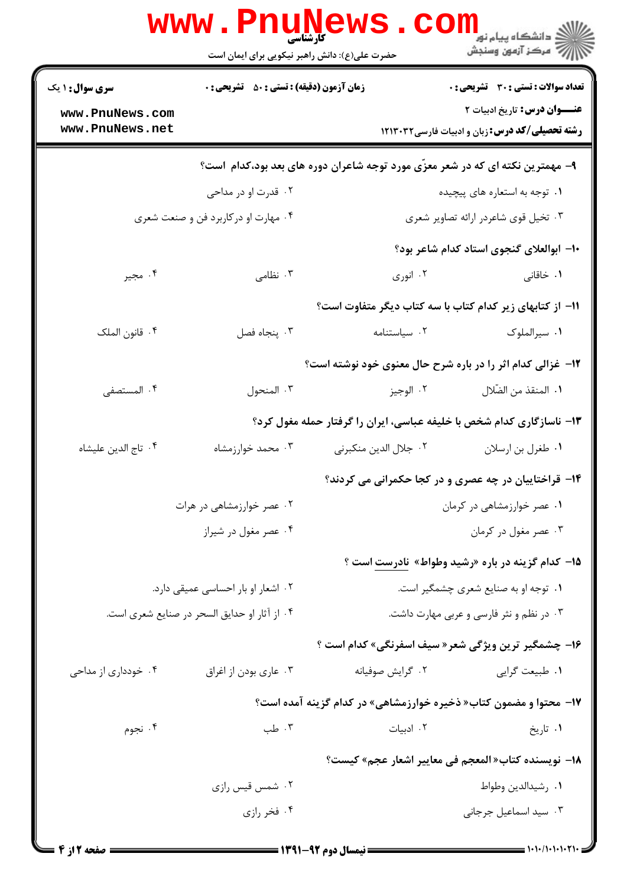**سری سوال:** ۱ یک | **زمان آزمون (دقیقه) : تستی :** ۵۰ **تشریحی :** ۰ | **تعداد سوالات : تستی :** ۳۰ **تشریحی :** ۰

**عنـــوان درس:** تاریخ ادبیات ۲

**رشته تحصیلی/کد درس:** زبان و ادبیات فارسی ۱۲۱۳۰۳۲

**۹- مهمترین نکته ای که در شعر معزّی مورد توجه شاعران دوره های بعد بود،کدام است؟**

۱. توجه به استعاره های پیچیده
۲. قدرت او در مداحی
۳. تخیل قوی شاعردر ارائه تصاویر شعری
۴. مهارت او درکاربرد فن و صنعت شعری

**۱۰- ابوالعلای گنجوی استاد کدام شاعر بود؟**

۱. خاقانی
۲. انوری
۳. نظامی
۴. مجیر

**۱۱- از کتابهای زیر کدام کتاب با سه کتاب دیگر متفاوت است؟**

۱. سیرالملوک
۲. سیاستنامه
۳. پنجاه فصل
۴. قانون الملک

**۱۲- غزالی کدام اثر را در باره شرح حال معنوی خود نوشته است؟**

۱. المنقذ من الضّلال
۲. الوجیز
۳. المنحول
۴. المستصفی

**۱۳- ناسازگاری کدام شخص با خلیفه عباسی، ایران را گرفتار حمله مغول کرد؟**

۱. طغرل بن ارسلان
۲. جلال الدین منکبرنی
۳. محمد خوارزمشاه
۴. تاج الدین علیشاه

**۱۴- قراختاییان در چه عصری و در کجا حکمرانی می کردند؟**

۱. عصر خوارزمشاهی در کرمان
۲. عصر خوارزمشاهی در هرات
۳. عصر مغول در کرمان
۴. عصر مغول در شیراز

**۱۵- کدام گزینه در باره «رشید وطواط» نادرست است ؟**

۱. توجه او به صنایع شعری چشمگیر است.
۲. اشعار او بار احساسی عمیقی دارد.
۳. در نظم و نثر فارسی و عربی مهارت داشت.
۴. از آثار او حدایق السحر در صنایع شعری است.

**۱۶- چشمگیر ترین ویژگی شعر« سیف اسفرنگی» کدام است ؟**

۱. طبیعت گرایی
۲. گرایش صوفیانه
۳. عاری بودن از اغراق
۴. خودداری از مداحی

**۱۷- محتوا و مضمون کتاب« ذخیره خوارزمشاهی» در کدام گزینه آمده است؟**

۱. تاریخ
۲. ادبیات
۳. طب
۴. نجوم

**۱۸- نویسنده کتاب« المعجم فی معاییر اشعار عجم» کیست؟**

۱. رشیدالدین وطواط
۲. شمس قیس رازی
۳. سید اسماعیل جرجانی
۴. فخر رازی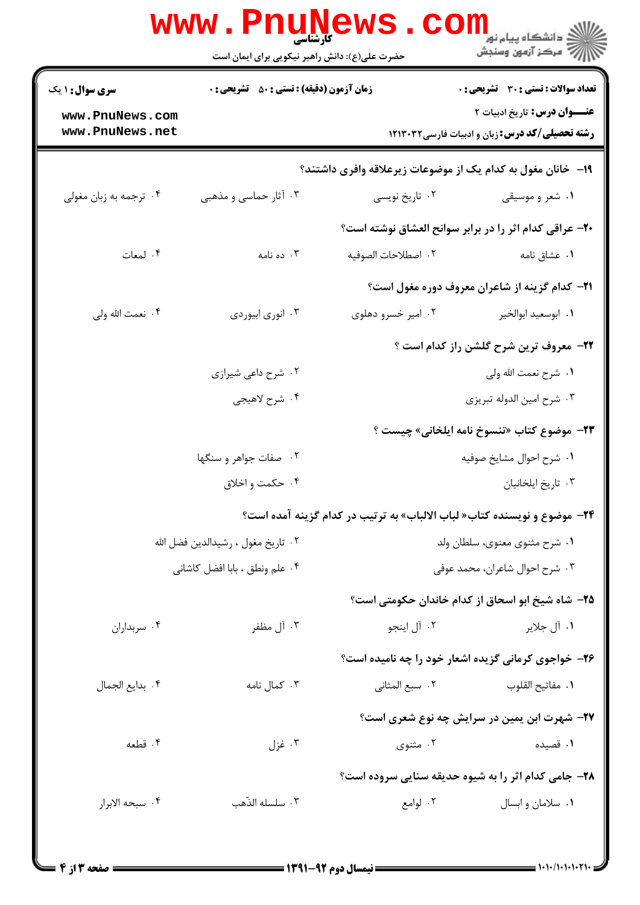**سری سؤال:** ۱ یک | **زمان آزمون (دقیقه):** تستی: ۵۰ تشریحی: ۰ | **تعداد سوالات:** تستی: ۳۰ تشریحی: ۰

**عنـــوان درس:** تاریخ ادبیات ۲

**رشته تحصیلی/کد درس:** زبان و ادبیات فارسی ۱۲۱۳۰۳۲

**۱۹- خانان مغول به کدام یک از موضوعات زیرعلاقه وافری داشتند؟**

۱. شعر و موسیقی
۲. تاریخ نویسی
۳. آثار حماسی و مذهبی
۴. ترجمه به زبان مغولی

**۲۰- عراقی کدام اثر را در برابر سوانح العشاق نوشته است؟**

۱. عشاق نامه
۲. اصطلاحات الصوفیه
۳. ده نامه
۴. لمعات

**۲۱- کدام گزینه از شاعران معروف دوره مغول است؟**

۱. ابوسعید ابوالخیر
۲. امیر خسرو دهلوی
۳. انوری ابیوردی
۴. نعمت الله ولی

**۲۲- معروف ترین شرح گلشن راز کدام است ؟**

۱. شرح نعمت الله ولی
۲. شرح داعی شیرازی
۳. شرح امین الدوله تبریزی
۴. شرح لاهیجی

**۲۳- موضوع کتاب «تنسوخ نامه ایلخانی» چیست ؟**

۱. شرح احوال مشایخ صوفیه
۲. صفات جواهر و سنگها
۳. تاریخ ایلخانیان
۴. حکمت و اخلاق

**۲۴- موضوع و نویسنده کتاب« لباب الالباب» به ترتیب در کدام گزینه آمده است؟**

۱. شرح مثنوی معنوی، سلطان ولد
۲. تاریخ مغول ، رشیدالدین فضل الله
۳. شرح احوال شاعران، محمد عوفی
۴. علم ونطق ، بابا افضل کاشانی

**۲۵- شاه شیخ ابو اسحاق از کدام خاندان حکومتی است؟**

۱. آل جلایر
۲. آل اینجو
۳. آل مظفر
۴. سربداران

**۲۶- خواجوی کرمانی گزیده اشعار خود را چه نامیده است؟**

۱. مفاتیح القلوب
۲. سبع المثانی
۳. کمال نامه
۴. بدایع الجمال

**۲۷- شهرت ابن یمین در سرایش چه نوع شعری است؟**

۱. قصیده
۲. مثنوی
۳. غزل
۴. قطعه

**۲۸- جامی کدام اثر را به شیوه حدیقه سنایی سروده است؟**

۱. سلامان و ابسال
۲. لوامع
۳. سلسله الذّهب
۴. سبحه الابرار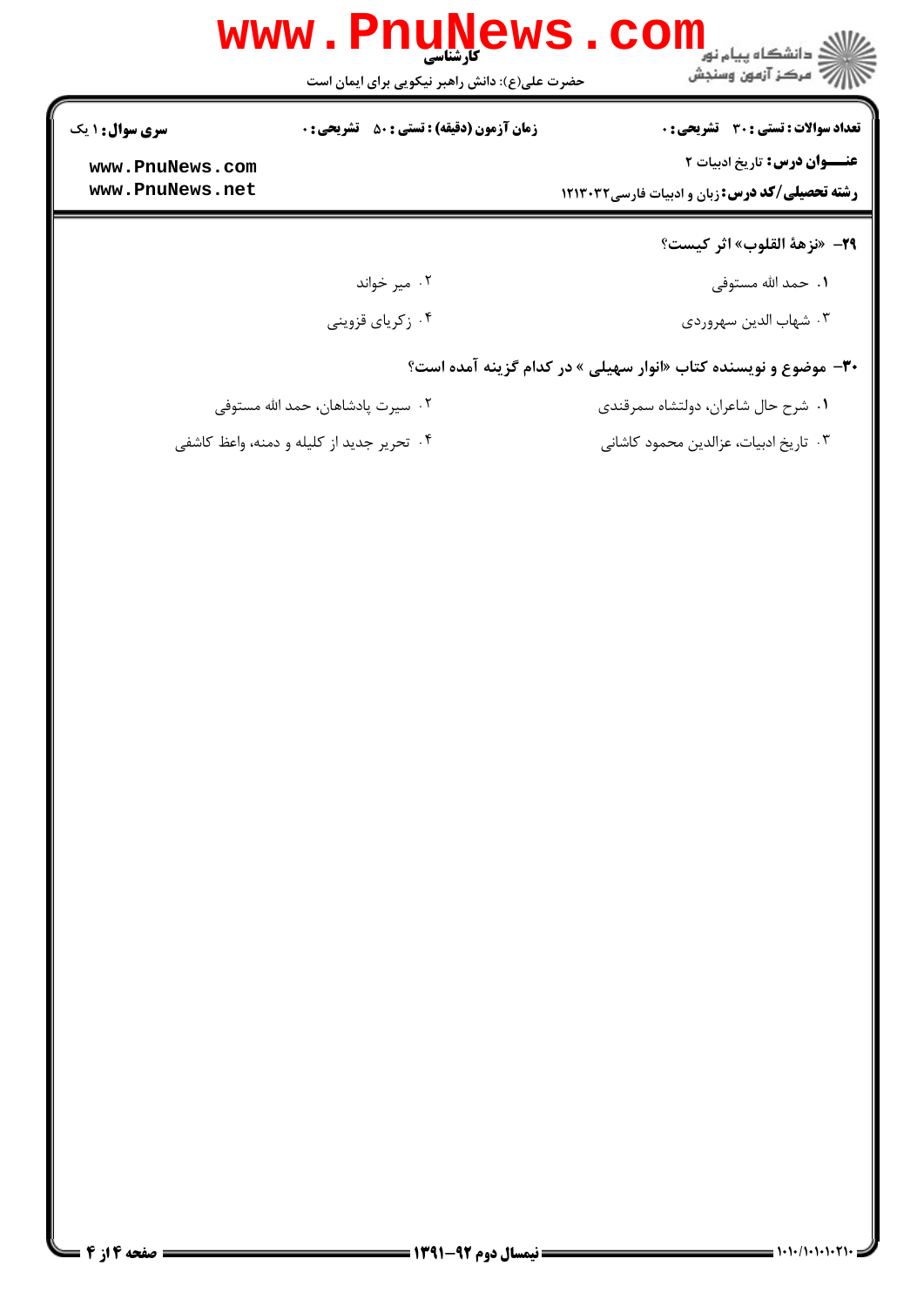**۲۹– «نزهة القلوب» اثر کیست؟**

۱. حمد الله مستوفی

۲. میر خواند

۳. شهاب الدین سهروردی

۴. زکریای قزوینی

**۳۰– موضوع و نویسنده کتاب «انوار سهیلی » در کدام گزینه آمده است؟**

۱. شرح حال شاعران، دولتشاه سمرقندی

۲. سیرت پادشاهان، حمد الله مستوفی

۳. تاریخ ادبیات، عزالدین محمود کاشانی

۴. تحریر جدید از کلیله و دمنه، واعظ کاشفی